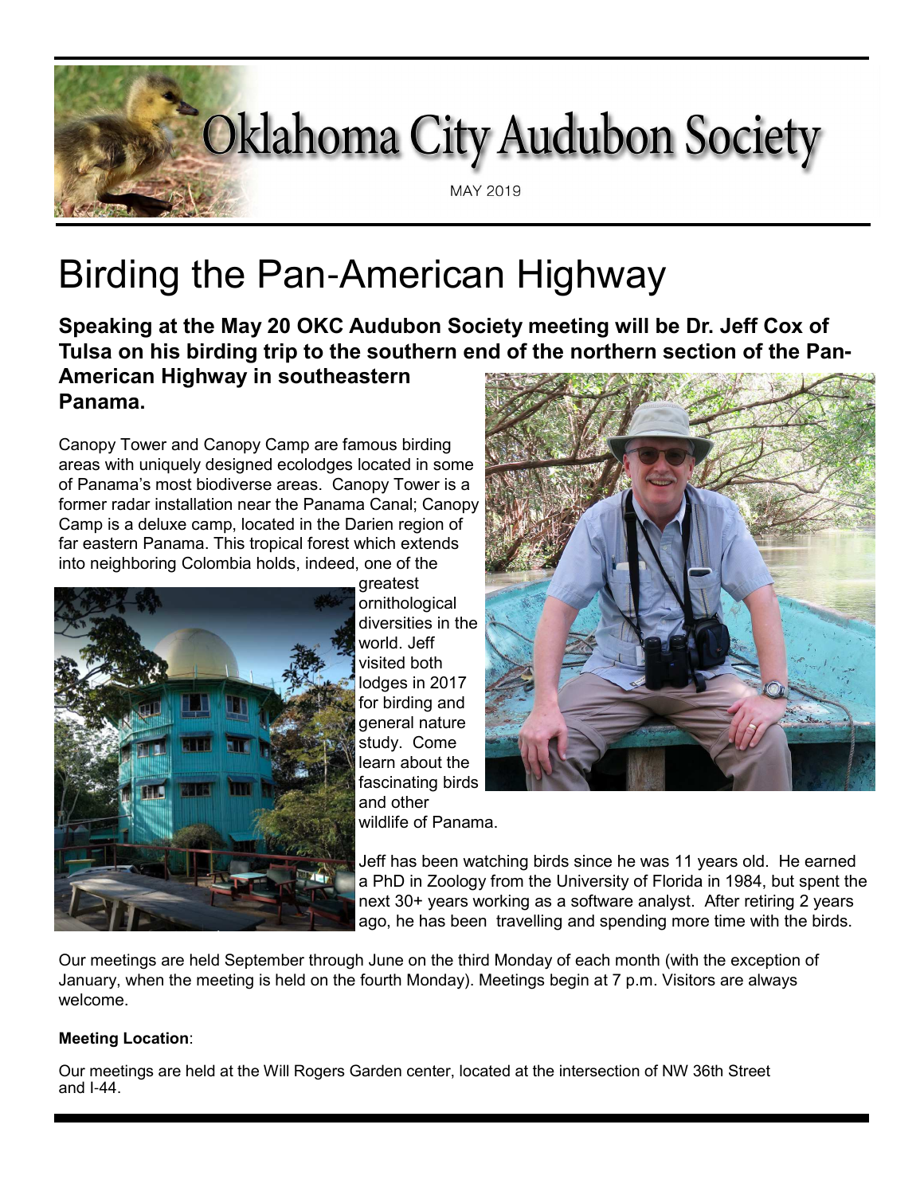# Oklahoma City Audubon Society

MAY 2019

# Birding the Pan-American Highway

**Speaking at the May 20 OKC Audubon Society meeting will be Dr. Jeff Cox of Tulsa on his birding trip to the southern end of the northern section of the Pan-American Highway in southeastern Panama.**

Canopy Tower and Canopy Camp are famous birding areas with uniquely designed ecolodges located in some of Panama's most biodiverse areas. Canopy Tower is a former radar installation near the Panama Canal; Canopy Camp is a deluxe camp, located in the Darien region of far eastern Panama. This tropical forest which extends into neighboring Colombia holds, indeed, one of the greatest ornithological diversities in the world. Jeff visited both lodges in 2017 for birding and general nature study. Come learn about the fascinating birds and other wildlife of Panama.

Jeff has been watching birds since he was 11 years old. He earned a PhD in Zoology from the University of Florida in 1984, but spent the next 30+ years working as a software analyst. After retiring 2 years ago, he has been travelling and spending more time with the birds.

Our meetings are held September through June on the third Monday of each month (with the exception of January, when the meeting is held on the fourth Monday). Meetings begin at 7 p.m. Visitors are always welcome.

**Meeting Location**:

Our meetings are held at the Will Rogers Garden center, located at the intersection of NW 36th Street and I-44.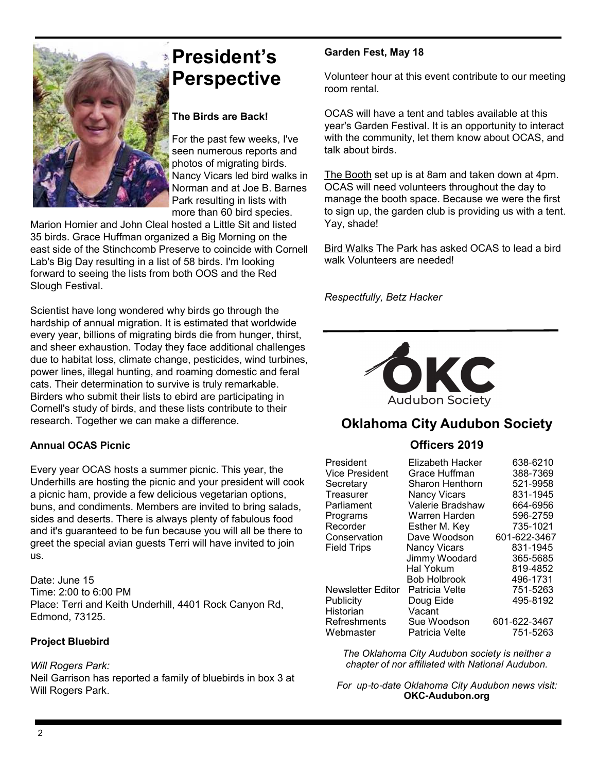# President's Perspective

**The Birds are Back!**

For the past few weeks, I've seen numerous reports and photos of migrating birds. Nancy Vicars led bird walks in Norman and at Joe B. Barnes Park resulting in lists with more than 60 bird species. Marion Homier and John Cleal hosted a Little Sit and listed 35 birds. Grace Huffman organized a Big Morning on the east side of the Stinchcomb Preserve to coincide with Cornell Lab's Big Day resulting in a list of 58 birds. I'm looking forward to seeing the lists from both OOS and the Red Slough Festival.

Scientist have long wondered why birds go through the hardship of annual migration. It is estimated that worldwide every year, billions of migrating birds die from hunger, thirst, and sheer exhaustion. Today they face additional challenges due to habitat loss, climate change, pesticides, wind turbines, power lines, illegal hunting, and roaming domestic and feral cats. Their determination to survive is truly remarkable. Birders who submit their lists to ebird are participating in Cornell's study of birds, and these lists contribute to their research. Together we can make a difference.

**Annual OCAS Picnic**

Every year OCAS hosts a summer picnic. This year, the Underhills are hosting the picnic and your president will cook a picnic ham, provide a few delicious vegetarian options, buns, and condiments. Members are invited to bring salads, sides and deserts. There is always plenty of fabulous food and it's guaranteed to be fun because you will all be there to greet the special avian guests Terri will have invited to join us.

Date: June 15
Time: 2:00 to 6:00 PM
Place: Terri and Keith Underhill, 4401 Rock Canyon Rd, Edmond, 73125.

**Project Bluebird**

*Will Rogers Park:*
Neil Garrison has reported a family of bluebirds in box 3 at Will Rogers Park.

**Garden Fest, May 18**

Volunteer hour at this event contribute to our meeting room rental.

OCAS will have a tent and tables available at this year's Garden Festival. It is an opportunity to interact with the community, let them know about OCAS, and talk about birds.

The Booth set up is at 8am and taken down at 4pm. OCAS will need volunteers throughout the day to manage the booth space. Because we were the first to sign up, the garden club is providing us with a tent. Yay, shade!

Bird Walks The Park has asked OCAS to lead a bird walk Volunteers are needed!

*Respectfully, Betz Hacker*

---

OKC Audubon Society

## Oklahoma City Audubon Society

### Officers 2019

| | | |
|---|---|---|
| President | Elizabeth Hacker | 638-6210 |
| Vice President | Grace Huffman | 388-7369 |
| Secretary | Sharon Henthorn | 521-9958 |
| Treasurer | Nancy Vicars | 831-1945 |
| Parliament | Valerie Bradshaw | 664-6956 |
| Programs | Warren Harden | 596-2759 |
| Recorder | Esther M. Key | 735-1021 |
| Conservation | Dave Woodson | 601-622-3467 |
| Field Trips | Nancy Vicars | 831-1945 |
| | Jimmy Woodard | 365-5685 |
| | Hal Yokum | 819-4852 |
| | Bob Holbrook | 496-1731 |
| Newsletter Editor | Patricia Velte | 751-5263 |
| Publicity | Doug Eide | 495-8192 |
| Historian | Vacant | |
| Refreshments | Sue Woodson | 601-622-3467 |
| Webmaster | Patricia Velte | 751-5263 |

*The Oklahoma City Audubon society is neither a chapter of nor affiliated with National Audubon.*

*For up-to-date Oklahoma City Audubon news visit:* **OKC-Audubon.org**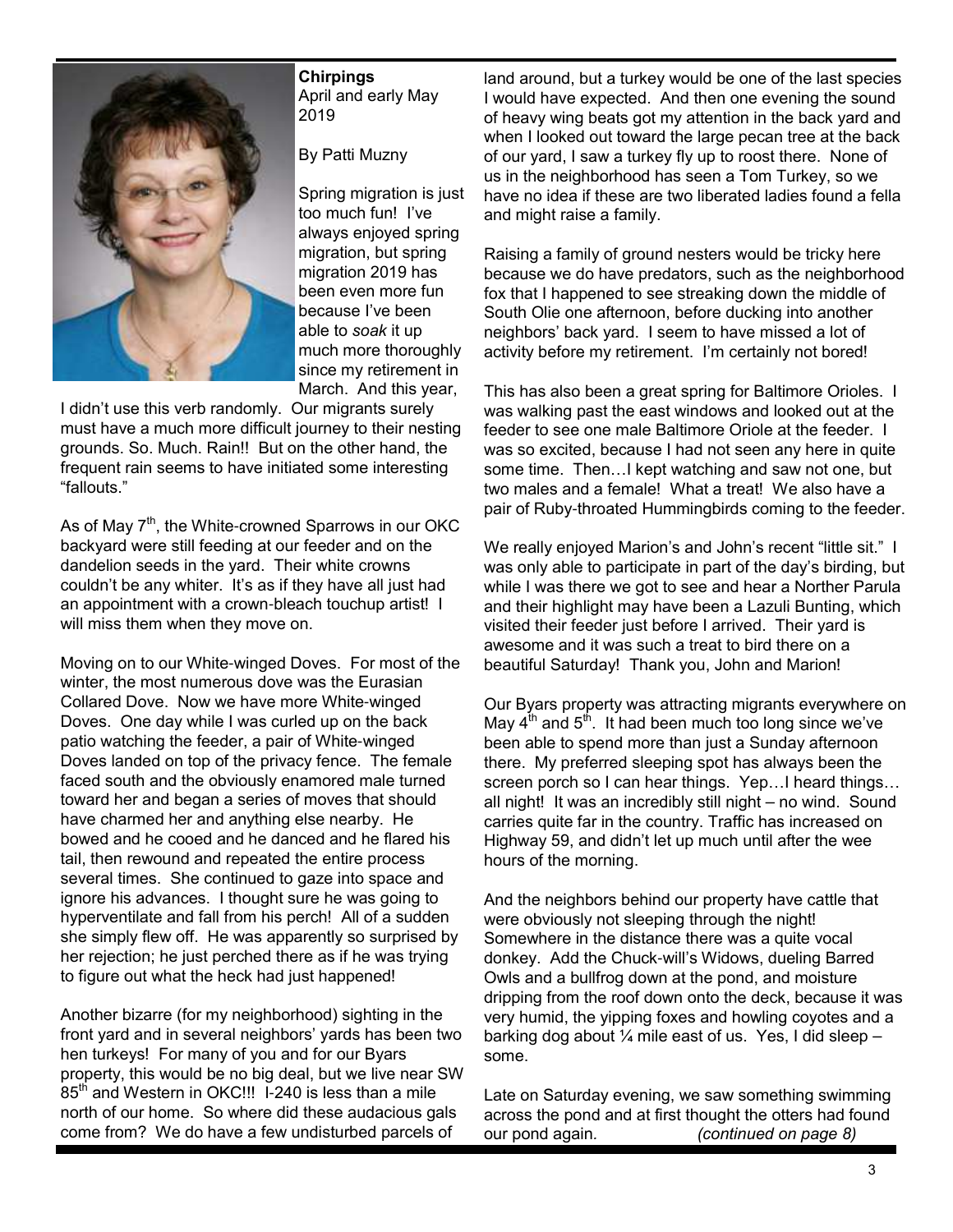**Chirpings**
April and early May 2019

By Patti Muzny

Spring migration is just too much fun! I've always enjoyed spring migration, but spring migration 2019 has been even more fun because I've been able to *soak* it up much more thoroughly since my retirement in March. And this year, I didn't use this verb randomly. Our migrants surely must have a much more difficult journey to their nesting grounds. So. Much. Rain!! But on the other hand, the frequent rain seems to have initiated some interesting "fallouts."

As of May 7th, the White-crowned Sparrows in our OKC backyard were still feeding at our feeder and on the dandelion seeds in the yard. Their white crowns couldn't be any whiter. It's as if they have all just had an appointment with a crown-bleach touchup artist! I will miss them when they move on.

Moving on to our White-winged Doves. For most of the winter, the most numerous dove was the Eurasian Collared Dove. Now we have more White-winged Doves. One day while I was curled up on the back patio watching the feeder, a pair of White-winged Doves landed on top of the privacy fence. The female faced south and the obviously enamored male turned toward her and began a series of moves that should have charmed her and anything else nearby. He bowed and he cooed and he danced and he flared his tail, then rewound and repeated the entire process several times. She continued to gaze into space and ignore his advances. I thought sure he was going to hyperventilate and fall from his perch! All of a sudden she simply flew off. He was apparently so surprised by her rejection; he just perched there as if he was trying to figure out what the heck had just happened!

Another bizarre (for my neighborhood) sighting in the front yard and in several neighbors' yards has been two hen turkeys! For many of you and for our Byars property, this would be no big deal, but we live near SW 85th and Western in OKC!!! I-240 is less than a mile north of our home. So where did these audacious gals come from? We do have a few undisturbed parcels of land around, but a turkey would be one of the last species I would have expected. And then one evening the sound of heavy wing beats got my attention in the back yard and when I looked out toward the large pecan tree at the back of our yard, I saw a turkey fly up to roost there. None of us in the neighborhood has seen a Tom Turkey, so we have no idea if these are two liberated ladies found a fella and might raise a family.

Raising a family of ground nesters would be tricky here because we do have predators, such as the neighborhood fox that I happened to see streaking down the middle of South Olie one afternoon, before ducking into another neighbors' back yard. I seem to have missed a lot of activity before my retirement. I'm certainly not bored!

This has also been a great spring for Baltimore Orioles. I was walking past the east windows and looked out at the feeder to see one male Baltimore Oriole at the feeder. I was so excited, because I had not seen any here in quite some time. Then…I kept watching and saw not one, but two males and a female! What a treat! We also have a pair of Ruby-throated Hummingbirds coming to the feeder.

We really enjoyed Marion's and John's recent "little sit." I was only able to participate in part of the day's birding, but while I was there we got to see and hear a Norther Parula and their highlight may have been a Lazuli Bunting, which visited their feeder just before I arrived. Their yard is awesome and it was such a treat to bird there on a beautiful Saturday! Thank you, John and Marion!

Our Byars property was attracting migrants everywhere on May 4th and 5th. It had been much too long since we've been able to spend more than just a Sunday afternoon there. My preferred sleeping spot has always been the screen porch so I can hear things. Yep…I heard things… all night! It was an incredibly still night – no wind. Sound carries quite far in the country. Traffic has increased on Highway 59, and didn't let up much until after the wee hours of the morning.

And the neighbors behind our property have cattle that were obviously not sleeping through the night! Somewhere in the distance there was a quite vocal donkey. Add the Chuck-will's Widows, dueling Barred Owls and a bullfrog down at the pond, and moisture dripping from the roof down onto the deck, because it was very humid, the yipping foxes and howling coyotes and a barking dog about ¼ mile east of us. Yes, I did sleep – some.

Late on Saturday evening, we saw something swimming across the pond and at first thought the otters had found our pond again. *(continued on page 8)*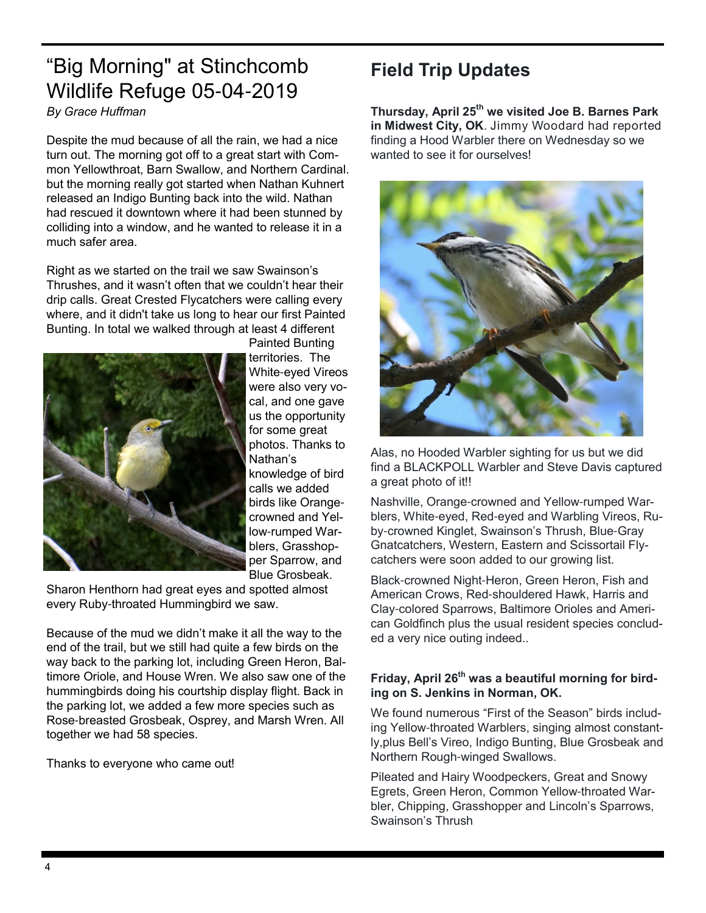# "Big Morning" at Stinchcomb Wildlife Refuge 05-04-2019

*By Grace Huffman*

Despite the mud because of all the rain, we had a nice turn out. The morning got off to a great start with Common Yellowthroat, Barn Swallow, and Northern Cardinal. but the morning really got started when Nathan Kuhnert released an Indigo Bunting back into the wild. Nathan had rescued it downtown where it had been stunned by colliding into a window, and he wanted to release it in a much safer area.

Right as we started on the trail we saw Swainson's Thrushes, and it wasn't often that we couldn't hear their drip calls. Great Crested Flycatchers were calling every where, and it didn't take us long to hear our first Painted Bunting. In total we walked through at least 4 different Painted Bunting territories. The White-eyed Vireos were also very vocal, and one gave us the opportunity for some great photos. Thanks to Nathan's knowledge of bird calls we added birds like Orange-crowned and Yellow-rumped Warblers, Grasshopper Sparrow, and Blue Grosbeak. Sharon Henthorn had great eyes and spotted almost every Ruby-throated Hummingbird we saw.

Because of the mud we didn't make it all the way to the end of the trail, but we still had quite a few birds on the way back to the parking lot, including Green Heron, Baltimore Oriole, and House Wren. We also saw one of the hummingbirds doing his courtship display flight. Back in the parking lot, we added a few more species such as Rose-breasted Grosbeak, Osprey, and Marsh Wren. All together we had 58 species.

Thanks to everyone who came out!

## Field Trip Updates

**Thursday, April 25th we visited Joe B. Barnes Park in Midwest City, OK**. Jimmy Woodard had reported finding a Hood Warbler there on Wednesday so we wanted to see it for ourselves!

Alas, no Hooded Warbler sighting for us but we did find a BLACKPOLL Warbler and Steve Davis captured a great photo of it!!

Nashville, Orange-crowned and Yellow-rumped Warblers, White-eyed, Red-eyed and Warbling Vireos, Ruby-crowned Kinglet, Swainson's Thrush, Blue-Gray Gnatcatchers, Western, Eastern and Scissortail Flycatchers were soon added to our growing list.

Black-crowned Night-Heron, Green Heron, Fish and American Crows, Red-shouldered Hawk, Harris and Clay-colored Sparrows, Baltimore Orioles and American Goldfinch plus the usual resident species concluded a very nice outing indeed..

**Friday, April 26th was a beautiful morning for birding on S. Jenkins in Norman, OK.**

We found numerous "First of the Season" birds including Yellow-throated Warblers, singing almost constantly,plus Bell's Vireo, Indigo Bunting, Blue Grosbeak and Northern Rough-winged Swallows.

Pileated and Hairy Woodpeckers, Great and Snowy Egrets, Green Heron, Common Yellow-throated Warbler, Chipping, Grasshopper and Lincoln's Sparrows, Swainson's Thrush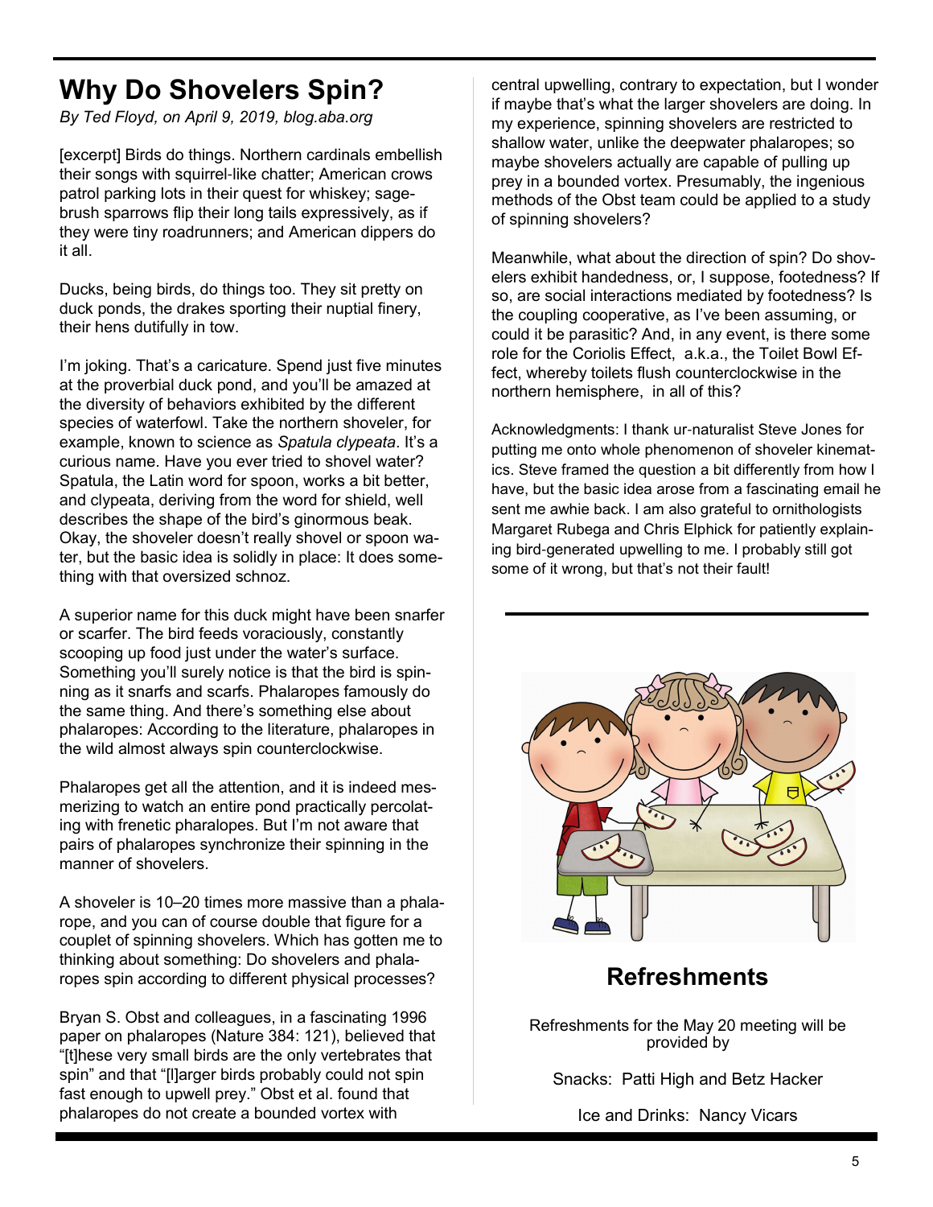# Why Do Shovelers Spin?

*By Ted Floyd, on April 9, 2019, blog.aba.org*

[excerpt] Birds do things. Northern cardinals embellish their songs with squirrel-like chatter; American crows patrol parking lots in their quest for whiskey; sagebrush sparrows flip their long tails expressively, as if they were tiny roadrunners; and American dippers do it all.

Ducks, being birds, do things too. They sit pretty on duck ponds, the drakes sporting their nuptial finery, their hens dutifully in tow.

I'm joking. That's a caricature. Spend just five minutes at the proverbial duck pond, and you'll be amazed at the diversity of behaviors exhibited by the different species of waterfowl. Take the northern shoveler, for example, known to science as *Spatula clypeata*. It's a curious name. Have you ever tried to shovel water? Spatula, the Latin word for spoon, works a bit better, and clypeata, deriving from the word for shield, well describes the shape of the bird's ginormous beak. Okay, the shoveler doesn't really shovel or spoon water, but the basic idea is solidly in place: It does something with that oversized schnoz.

A superior name for this duck might have been snarfer or scarfer. The bird feeds voraciously, constantly scooping up food just under the water's surface. Something you'll surely notice is that the bird is spinning as it snarfs and scarfs. Phalaropes famously do the same thing. And there's something else about phalaropes: According to the literature, phalaropes in the wild almost always spin counterclockwise.

Phalaropes get all the attention, and it is indeed mesmerizing to watch an entire pond practically percolating with frenetic pharalopes. But I'm not aware that pairs of phalaropes synchronize their spinning in the manner of shovelers.

A shoveler is 10–20 times more massive than a phalarope, and you can of course double that figure for a couplet of spinning shovelers. Which has gotten me to thinking about something: Do shovelers and phalaropes spin according to different physical processes?

Bryan S. Obst and colleagues, in a fascinating 1996 paper on phalaropes (Nature 384: 121), believed that "[t]hese very small birds are the only vertebrates that spin" and that "[l]arger birds probably could not spin fast enough to upwell prey." Obst et al. found that phalaropes do not create a bounded vortex with central upwelling, contrary to expectation, but I wonder if maybe that's what the larger shovelers are doing. In my experience, spinning shovelers are restricted to shallow water, unlike the deepwater phalaropes; so maybe shovelers actually are capable of pulling up prey in a bounded vortex. Presumably, the ingenious methods of the Obst team could be applied to a study of spinning shovelers?

Meanwhile, what about the direction of spin? Do shovelers exhibit handedness, or, I suppose, footedness? If so, are social interactions mediated by footedness? Is the coupling cooperative, as I've been assuming, or could it be parasitic? And, in any event, is there some role for the Coriolis Effect, a.k.a., the Toilet Bowl Effect, whereby toilets flush counterclockwise in the northern hemisphere, in all of this?

Acknowledgments: I thank ur-naturalist Steve Jones for putting me onto whole phenomenon of shoveler kinematics. Steve framed the question a bit differently from how I have, but the basic idea arose from a fascinating email he sent me awhie back. I am also grateful to ornithologists Margaret Rubega and Chris Elphick for patiently explaining bird-generated upwelling to me. I probably still got some of it wrong, but that's not their fault!

## Refreshments

Refreshments for the May 20 meeting will be provided by

Snacks: Patti High and Betz Hacker

Ice and Drinks: Nancy Vicars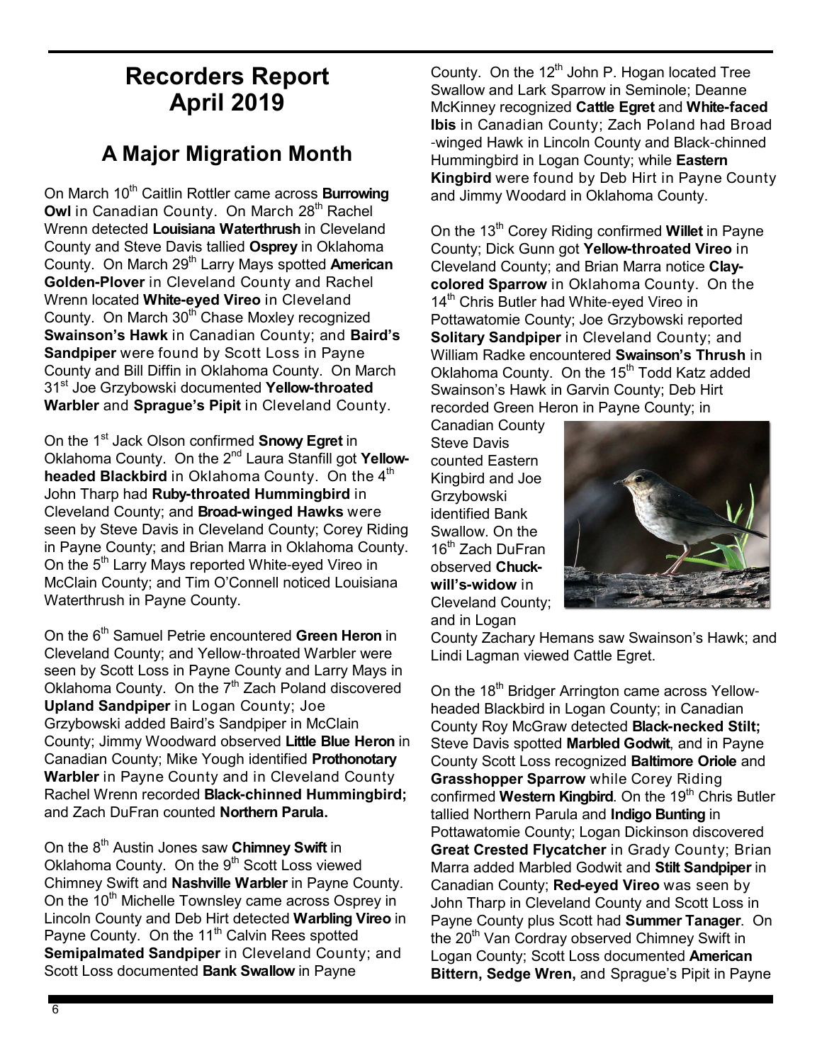# Recorders Report April 2019

## A Major Migration Month

On March 10th Caitlin Rottler came across **Burrowing Owl** in Canadian County. On March 28th Rachel Wrenn detected **Louisiana Waterthrush** in Cleveland County and Steve Davis tallied **Osprey** in Oklahoma County. On March 29th Larry Mays spotted **American Golden-Plover** in Cleveland County and Rachel Wrenn located **White-eyed Vireo** in Cleveland County. On March 30th Chase Moxley recognized **Swainson's Hawk** in Canadian County; and **Baird's Sandpiper** were found by Scott Loss in Payne County and Bill Diffin in Oklahoma County. On March 31st Joe Grzybowski documented **Yellow-throated Warbler** and **Sprague's Pipit** in Cleveland County.

On the 1st Jack Olson confirmed **Snowy Egret** in Oklahoma County. On the 2nd Laura Stanfill got **Yellow-headed Blackbird** in Oklahoma County. On the 4th John Tharp had **Ruby-throated Hummingbird** in Cleveland County; and **Broad-winged Hawks** were seen by Steve Davis in Cleveland County; Corey Riding in Payne County; and Brian Marra in Oklahoma County. On the 5th Larry Mays reported White-eyed Vireo in McClain County; and Tim O'Connell noticed Louisiana Waterthrush in Payne County.

On the 6th Samuel Petrie encountered **Green Heron** in Cleveland County; and Yellow-throated Warbler were seen by Scott Loss in Payne County and Larry Mays in Oklahoma County. On the 7th Zach Poland discovered **Upland Sandpiper** in Logan County; Joe Grzybowski added Baird's Sandpiper in McClain County; Jimmy Woodward observed **Little Blue Heron** in Canadian County; Mike Yough identified **Prothonotary Warbler** in Payne County and in Cleveland County Rachel Wrenn recorded **Black-chinned Hummingbird;** and Zach DuFran counted **Northern Parula.**

On the 8th Austin Jones saw **Chimney Swift** in Oklahoma County. On the 9th Scott Loss viewed Chimney Swift and **Nashville Warbler** in Payne County. On the 10th Michelle Townsley came across Osprey in Lincoln County and Deb Hirt detected **Warbling Vireo** in Payne County. On the 11th Calvin Rees spotted **Semipalmated Sandpiper** in Cleveland County; and Scott Loss documented **Bank Swallow** in Payne County. On the 12th John P. Hogan located Tree Swallow and Lark Sparrow in Seminole; Deanne McKinney recognized **Cattle Egret** and **White-faced Ibis** in Canadian County; Zach Poland had Broad-winged Hawk in Lincoln County and Black-chinned Hummingbird in Logan County; while **Eastern Kingbird** were found by Deb Hirt in Payne County and Jimmy Woodard in Oklahoma County.

On the 13th Corey Riding confirmed **Willet** in Payne County; Dick Gunn got **Yellow-throated Vireo** in Cleveland County; and Brian Marra notice **Clay-colored Sparrow** in Oklahoma County. On the 14th Chris Butler had White-eyed Vireo in Pottawatomie County; Joe Grzybowski reported **Solitary Sandpiper** in Cleveland County; and William Radke encountered **Swainson's Thrush** in Oklahoma County. On the 15th Todd Katz added Swainson's Hawk in Garvin County; Deb Hirt recorded Green Heron in Payne County; in Canadian County Steve Davis counted Eastern Kingbird and Joe Grzybowski identified Bank Swallow. On the 16th Zach DuFran observed **Chuck-will's-widow** in Cleveland County; and in Logan County Zachary Hemans saw Swainson's Hawk; and Lindi Lagman viewed Cattle Egret.

On the 18th Bridger Arrington came across Yellow-headed Blackbird in Logan County; in Canadian County Roy McGraw detected **Black-necked Stilt;** Steve Davis spotted **Marbled Godwit**, and in Payne County Scott Loss recognized **Baltimore Oriole** and **Grasshopper Sparrow** while Corey Riding confirmed **Western Kingbird**. On the 19th Chris Butler tallied Northern Parula and **Indigo Bunting** in Pottawatomie County; Logan Dickinson discovered **Great Crested Flycatcher** in Grady County; Brian Marra added Marbled Godwit and **Stilt Sandpiper** in Canadian County; **Red-eyed Vireo** was seen by John Tharp in Cleveland County and Scott Loss in Payne County plus Scott had **Summer Tanager**. On the 20th Van Cordray observed Chimney Swift in Logan County; Scott Loss documented **American Bittern, Sedge Wren,** and Sprague's Pipit in Payne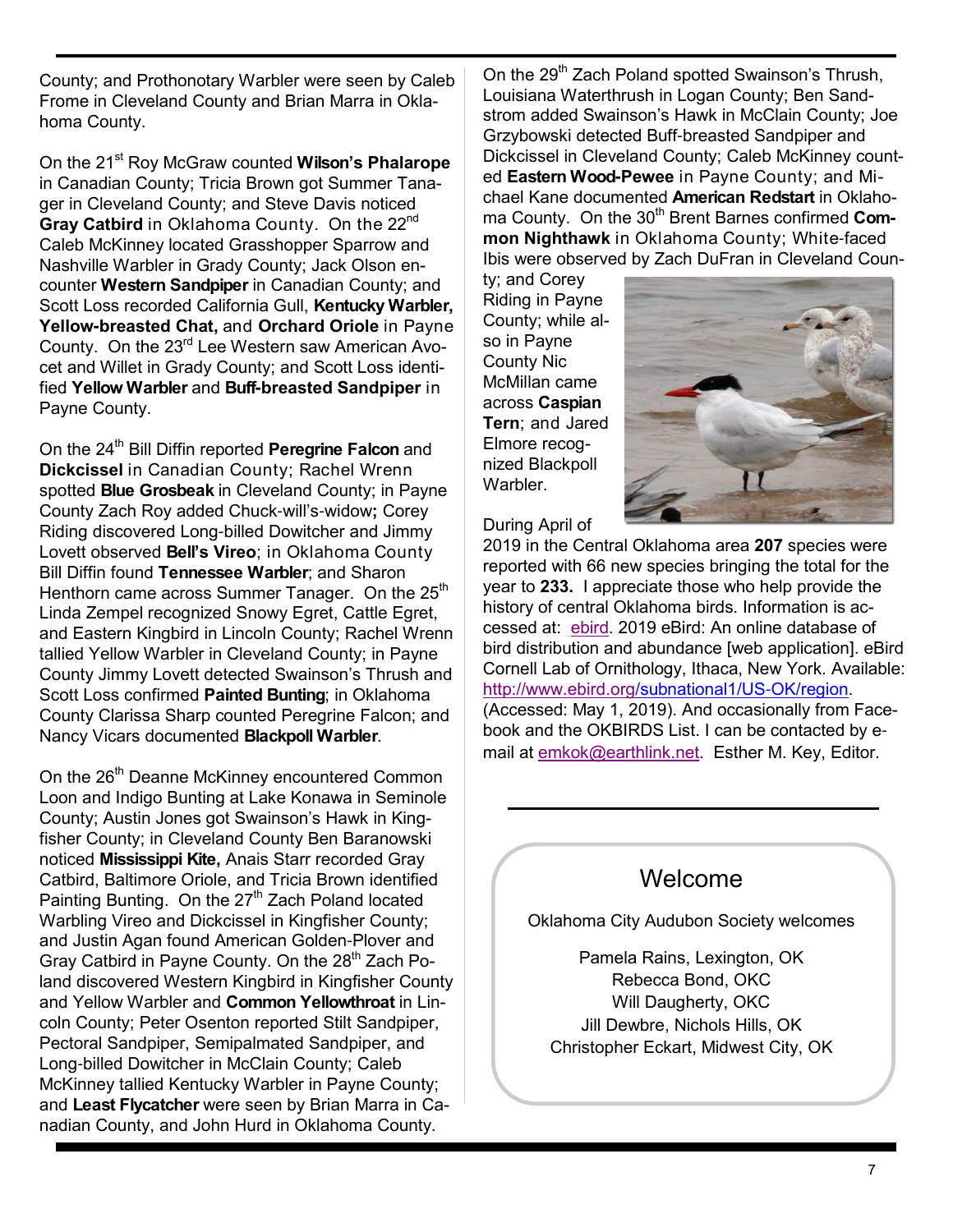County; and Prothonotary Warbler were seen by Caleb Frome in Cleveland County and Brian Marra in Oklahoma County.

On the 21st Roy McGraw counted **Wilson's Phalarope** in Canadian County; Tricia Brown got Summer Tanager in Cleveland County; and Steve Davis noticed **Gray Catbird** in Oklahoma County. On the 22nd Caleb McKinney located Grasshopper Sparrow and Nashville Warbler in Grady County; Jack Olson encounter **Western Sandpiper** in Canadian County; and Scott Loss recorded California Gull, **Kentucky Warbler, Yellow-breasted Chat,** and **Orchard Oriole** in Payne County. On the 23rd Lee Western saw American Avocet and Willet in Grady County; and Scott Loss identified **Yellow Warbler** and **Buff-breasted Sandpiper** in Payne County.

On the 24th Bill Diffin reported **Peregrine Falcon** and **Dickcissel** in Canadian County; Rachel Wrenn spotted **Blue Grosbeak** in Cleveland County; in Payne County Zach Roy added Chuck-will's-widow**;** Corey Riding discovered Long-billed Dowitcher and Jimmy Lovett observed **Bell's Vireo**; in Oklahoma County Bill Diffin found **Tennessee Warbler**; and Sharon Henthorn came across Summer Tanager. On the 25th Linda Zempel recognized Snowy Egret, Cattle Egret, and Eastern Kingbird in Lincoln County; Rachel Wrenn tallied Yellow Warbler in Cleveland County; in Payne County Jimmy Lovett detected Swainson's Thrush and Scott Loss confirmed **Painted Bunting**; in Oklahoma County Clarissa Sharp counted Peregrine Falcon; and Nancy Vicars documented **Blackpoll Warbler**.

On the 26th Deanne McKinney encountered Common Loon and Indigo Bunting at Lake Konawa in Seminole County; Austin Jones got Swainson's Hawk in Kingfisher County; in Cleveland County Ben Baranowski noticed **Mississippi Kite,** Anais Starr recorded Gray Catbird, Baltimore Oriole, and Tricia Brown identified Painting Bunting. On the 27th Zach Poland located Warbling Vireo and Dickcissel in Kingfisher County; and Justin Agan found American Golden-Plover and Gray Catbird in Payne County. On the 28th Zach Poland discovered Western Kingbird in Kingfisher County and Yellow Warbler and **Common Yellowthroat** in Lincoln County; Peter Osenton reported Stilt Sandpiper, Pectoral Sandpiper, Semipalmated Sandpiper, and Long-billed Dowitcher in McClain County; Caleb McKinney tallied Kentucky Warbler in Payne County; and **Least Flycatcher** were seen by Brian Marra in Canadian County, and John Hurd in Oklahoma County.

On the 29th Zach Poland spotted Swainson's Thrush, Louisiana Waterthrush in Logan County; Ben Sandstrom added Swainson's Hawk in McClain County; Joe Grzybowski detected Buff-breasted Sandpiper and Dickcissel in Cleveland County; Caleb McKinney counted **Eastern Wood-Pewee** in Payne County; and Michael Kane documented **American Redstart** in Oklahoma County. On the 30th Brent Barnes confirmed **Common Nighthawk** in Oklahoma County; White-faced Ibis were observed by Zach DuFran in Cleveland County; and Corey Riding in Payne County; while also in Payne County Nic McMillan came across **Caspian Tern**; and Jared Elmore recognized Blackpoll Warbler.

During April of 2019 in the Central Oklahoma area **207** species were reported with 66 new species bringing the total for the year to **233.** I appreciate those who help provide the history of central Oklahoma birds. Information is accessed at: ebird. 2019 eBird: An online database of bird distribution and abundance [web application]. eBird Cornell Lab of Ornithology, Ithaca, New York. Available: http://www.ebird.org/subnational1/US-OK/region. (Accessed: May 1, 2019). And occasionally from Facebook and the OKBIRDS List. I can be contacted by e-mail at emkok@earthlink.net. Esther M. Key, Editor.

## Welcome

Oklahoma City Audubon Society welcomes

Pamela Rains, Lexington, OK
Rebecca Bond, OKC
Will Daugherty, OKC
Jill Dewbre, Nichols Hills, OK
Christopher Eckart, Midwest City, OK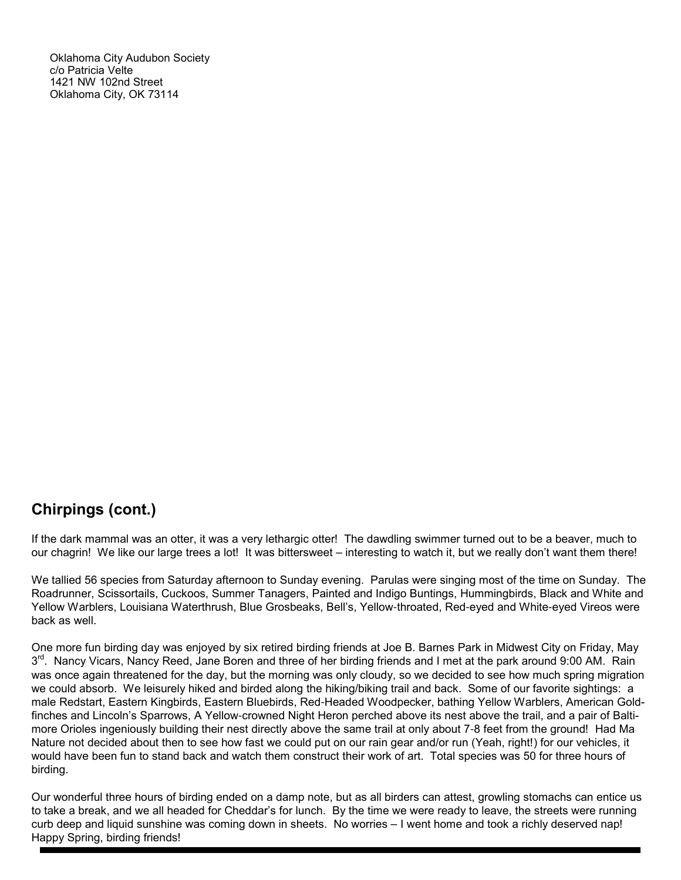Oklahoma City Audubon Society
c/o Patricia Velte
1421 NW 102nd Street
Oklahoma City, OK 73114

## Chirpings (cont.)

If the dark mammal was an otter, it was a very lethargic otter! The dawdling swimmer turned out to be a beaver, much to our chagrin! We like our large trees a lot! It was bittersweet – interesting to watch it, but we really don't want them there!

We tallied 56 species from Saturday afternoon to Sunday evening. Parulas were singing most of the time on Sunday. The Roadrunner, Scissortails, Cuckoos, Summer Tanagers, Painted and Indigo Buntings, Hummingbirds, Black and White and Yellow Warblers, Louisiana Waterthrush, Blue Grosbeaks, Bell's, Yellow-throated, Red-eyed and White-eyed Vireos were back as well.

One more fun birding day was enjoyed by six retired birding friends at Joe B. Barnes Park in Midwest City on Friday, May 3rd. Nancy Vicars, Nancy Reed, Jane Boren and three of her birding friends and I met at the park around 9:00 AM. Rain was once again threatened for the day, but the morning was only cloudy, so we decided to see how much spring migration we could absorb. We leisurely hiked and birded along the hiking/biking trail and back. Some of our favorite sightings: a male Redstart, Eastern Kingbirds, Eastern Bluebirds, Red-Headed Woodpecker, bathing Yellow Warblers, American Goldfinches and Lincoln's Sparrows, A Yellow-crowned Night Heron perched above its nest above the trail, and a pair of Baltimore Orioles ingeniously building their nest directly above the same trail at only about 7-8 feet from the ground! Had Ma Nature not decided about then to see how fast we could put on our rain gear and/or run (Yeah, right!) for our vehicles, it would have been fun to stand back and watch them construct their work of art. Total species was 50 for three hours of birding.

Our wonderful three hours of birding ended on a damp note, but as all birders can attest, growling stomachs can entice us to take a break, and we all headed for Cheddar's for lunch. By the time we were ready to leave, the streets were running curb deep and liquid sunshine was coming down in sheets. No worries – I went home and took a richly deserved nap! Happy Spring, birding friends!